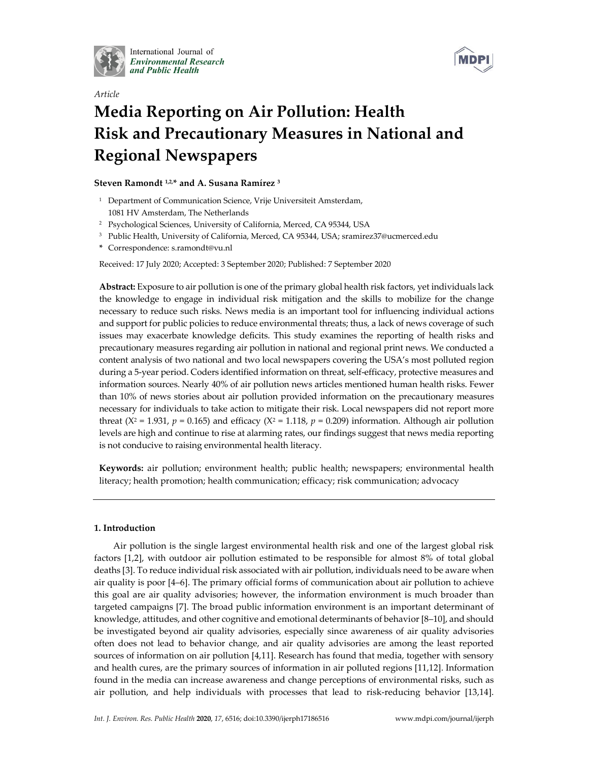*Article*

# Media Reporting on Air Pollution: Health Risk and Precautionary Measures in National and Regional Newspapers

**Steven Ramondt [1,2,*] and A. Susana Ramírez [3]**

[1] Department of Communication Science, Vrije Universiteit Amsterdam, 1081 HV Amsterdam, The Netherlands

[2] Psychological Sciences, University of California, Merced, CA 95344, USA

[3] Public Health, University of California, Merced, CA 95344, USA; sramirez37@ucmerced.edu

* Correspondence: s.ramondt@vu.nl

Received: 17 July 2020; Accepted: 3 September 2020; Published: 7 September 2020

**Abstract:** Exposure to air pollution is one of the primary global health risk factors, yet individuals lack the knowledge to engage in individual risk mitigation and the skills to mobilize for the change necessary to reduce such risks. News media is an important tool for influencing individual actions and support for public policies to reduce environmental threats; thus, a lack of news coverage of such issues may exacerbate knowledge deficits. This study examines the reporting of health risks and precautionary measures regarding air pollution in national and regional print news. We conducted a content analysis of two national and two local newspapers covering the USA's most polluted region during a 5-year period. Coders identified information on threat, self-efficacy, protective measures and information sources. Nearly 40% of air pollution news articles mentioned human health risks. Fewer than 10% of news stories about air pollution provided information on the precautionary measures necessary for individuals to take action to mitigate their risk. Local newspapers did not report more threat ($X^2 = 1.931$, $p = 0.165$) and efficacy ($X^2 = 1.118$, $p = 0.209$) information. Although air pollution levels are high and continue to rise at alarming rates, our findings suggest that news media reporting is not conducive to raising environmental health literacy.

**Keywords:** air pollution; environment health; public health; newspapers; environmental health literacy; health promotion; health communication; efficacy; risk communication; advocacy

## 1. Introduction

Air pollution is the single largest environmental health risk and one of the largest global risk factors [1,2], with outdoor air pollution estimated to be responsible for almost 8% of total global deaths [3]. To reduce individual risk associated with air pollution, individuals need to be aware when air quality is poor [4–6]. The primary official forms of communication about air pollution to achieve this goal are air quality advisories; however, the information environment is much broader than targeted campaigns [7]. The broad public information environment is an important determinant of knowledge, attitudes, and other cognitive and emotional determinants of behavior [8–10], and should be investigated beyond air quality advisories, especially since awareness of air quality advisories often does not lead to behavior change, and air quality advisories are among the least reported sources of information on air pollution [4,11]. Research has found that media, together with sensory and health cures, are the primary sources of information in air polluted regions [11,12]. Information found in the media can increase awareness and change perceptions of environmental risks, such as air pollution, and help individuals with processes that lead to risk-reducing behavior [13,14].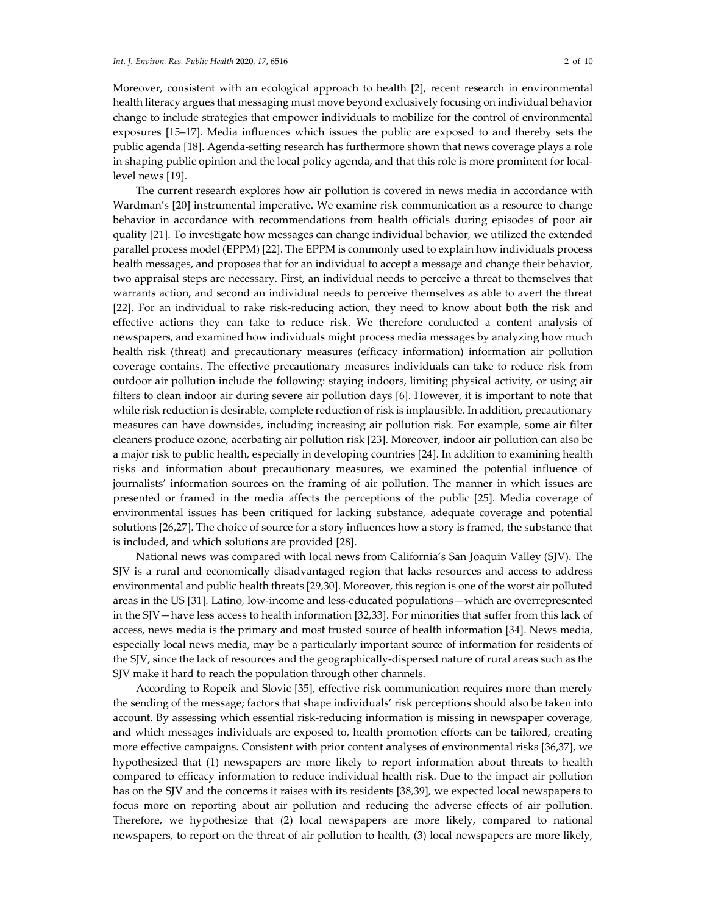Moreover, consistent with an ecological approach to health [2], recent research in environmental health literacy argues that messaging must move beyond exclusively focusing on individual behavior change to include strategies that empower individuals to mobilize for the control of environmental exposures [15–17]. Media influences which issues the public are exposed to and thereby sets the public agenda [18]. Agenda-setting research has furthermore shown that news coverage plays a role in shaping public opinion and the local policy agenda, and that this role is more prominent for local-level news [19].

The current research explores how air pollution is covered in news media in accordance with Wardman's [20] instrumental imperative. We examine risk communication as a resource to change behavior in accordance with recommendations from health officials during episodes of poor air quality [21]. To investigate how messages can change individual behavior, we utilized the extended parallel process model (EPPM) [22]. The EPPM is commonly used to explain how individuals process health messages, and proposes that for an individual to accept a message and change their behavior, two appraisal steps are necessary. First, an individual needs to perceive a threat to themselves that warrants action, and second an individual needs to perceive themselves as able to avert the threat [22]. For an individual to rake risk-reducing action, they need to know about both the risk and effective actions they can take to reduce risk. We therefore conducted a content analysis of newspapers, and examined how individuals might process media messages by analyzing how much health risk (threat) and precautionary measures (efficacy information) information air pollution coverage contains. The effective precautionary measures individuals can take to reduce risk from outdoor air pollution include the following: staying indoors, limiting physical activity, or using air filters to clean indoor air during severe air pollution days [6]. However, it is important to note that while risk reduction is desirable, complete reduction of risk is implausible. In addition, precautionary measures can have downsides, including increasing air pollution risk. For example, some air filter cleaners produce ozone, acerbating air pollution risk [23]. Moreover, indoor air pollution can also be a major risk to public health, especially in developing countries [24]. In addition to examining health risks and information about precautionary measures, we examined the potential influence of journalists' information sources on the framing of air pollution. The manner in which issues are presented or framed in the media affects the perceptions of the public [25]. Media coverage of environmental issues has been critiqued for lacking substance, adequate coverage and potential solutions [26,27]. The choice of source for a story influences how a story is framed, the substance that is included, and which solutions are provided [28].

National news was compared with local news from California's San Joaquin Valley (SJV). The SJV is a rural and economically disadvantaged region that lacks resources and access to address environmental and public health threats [29,30]. Moreover, this region is one of the worst air polluted areas in the US [31]. Latino, low-income and less-educated populations—which are overrepresented in the SJV—have less access to health information [32,33]. For minorities that suffer from this lack of access, news media is the primary and most trusted source of health information [34]. News media, especially local news media, may be a particularly important source of information for residents of the SJV, since the lack of resources and the geographically-dispersed nature of rural areas such as the SJV make it hard to reach the population through other channels.

According to Ropeik and Slovic [35], effective risk communication requires more than merely the sending of the message; factors that shape individuals' risk perceptions should also be taken into account. By assessing which essential risk-reducing information is missing in newspaper coverage, and which messages individuals are exposed to, health promotion efforts can be tailored, creating more effective campaigns. Consistent with prior content analyses of environmental risks [36,37], we hypothesized that (1) newspapers are more likely to report information about threats to health compared to efficacy information to reduce individual health risk. Due to the impact air pollution has on the SJV and the concerns it raises with its residents [38,39], we expected local newspapers to focus more on reporting about air pollution and reducing the adverse effects of air pollution. Therefore, we hypothesize that (2) local newspapers are more likely, compared to national newspapers, to report on the threat of air pollution to health, (3) local newspapers are more likely,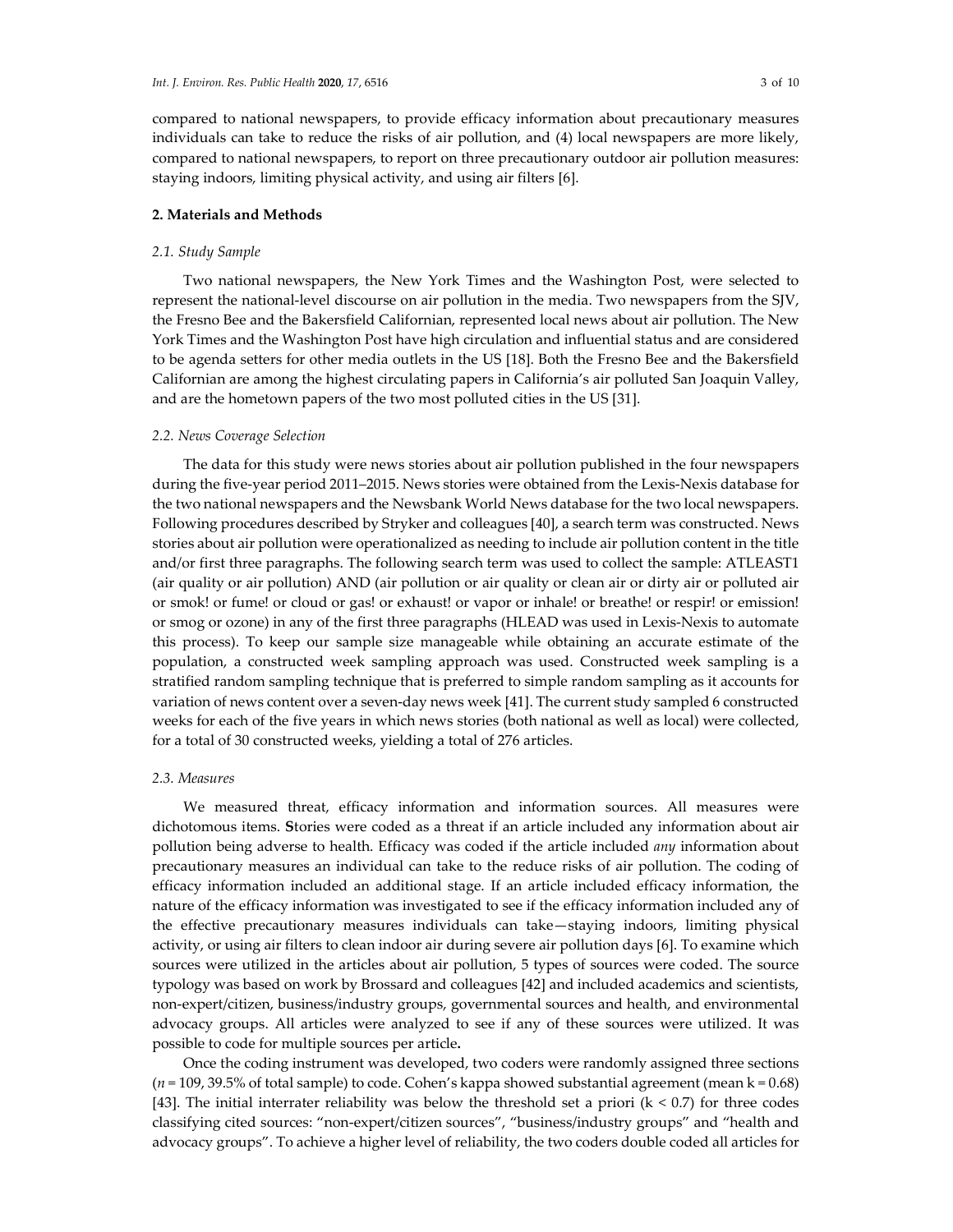compared to national newspapers, to provide efficacy information about precautionary measures individuals can take to reduce the risks of air pollution, and (4) local newspapers are more likely, compared to national newspapers, to report on three precautionary outdoor air pollution measures: staying indoors, limiting physical activity, and using air filters [6].

## 2. Materials and Methods

### *2.1. Study Sample*

Two national newspapers, the New York Times and the Washington Post, were selected to represent the national-level discourse on air pollution in the media. Two newspapers from the SJV, the Fresno Bee and the Bakersfield Californian, represented local news about air pollution. The New York Times and the Washington Post have high circulation and influential status and are considered to be agenda setters for other media outlets in the US [18]. Both the Fresno Bee and the Bakersfield Californian are among the highest circulating papers in California's air polluted San Joaquin Valley, and are the hometown papers of the two most polluted cities in the US [31].

### *2.2. News Coverage Selection*

The data for this study were news stories about air pollution published in the four newspapers during the five-year period 2011–2015. News stories were obtained from the Lexis-Nexis database for the two national newspapers and the Newsbank World News database for the two local newspapers. Following procedures described by Stryker and colleagues [40], a search term was constructed. News stories about air pollution were operationalized as needing to include air pollution content in the title and/or first three paragraphs. The following search term was used to collect the sample: ATLEAST1 (air quality or air pollution) AND (air pollution or air quality or clean air or dirty air or polluted air or smok! or fume! or cloud or gas! or exhaust! or vapor or inhale! or breathe! or respir! or emission! or smog or ozone) in any of the first three paragraphs (HLEAD was used in Lexis-Nexis to automate this process). To keep our sample size manageable while obtaining an accurate estimate of the population, a constructed week sampling approach was used. Constructed week sampling is a stratified random sampling technique that is preferred to simple random sampling as it accounts for variation of news content over a seven-day news week [41]. The current study sampled 6 constructed weeks for each of the five years in which news stories (both national as well as local) were collected, for a total of 30 constructed weeks, yielding a total of 276 articles.

### *2.3. Measures*

We measured threat, efficacy information and information sources. All measures were dichotomous items. **S**tories were coded as a threat if an article included any information about air pollution being adverse to health. Efficacy was coded if the article included *any* information about precautionary measures an individual can take to the reduce risks of air pollution. The coding of efficacy information included an additional stage. If an article included efficacy information, the nature of the efficacy information was investigated to see if the efficacy information included any of the effective precautionary measures individuals can take—staying indoors, limiting physical activity, or using air filters to clean indoor air during severe air pollution days [6]. To examine which sources were utilized in the articles about air pollution, 5 types of sources were coded. The source typology was based on work by Brossard and colleagues [42] and included academics and scientists, non-expert/citizen, business/industry groups, governmental sources and health, and environmental advocacy groups. All articles were analyzed to see if any of these sources were utilized. It was possible to code for multiple sources per article**.**

Once the coding instrument was developed, two coders were randomly assigned three sections ($n = 109$, 39.5% of total sample) to code. Cohen's kappa showed substantial agreement (mean $k = 0.68$) [43]. The initial interrater reliability was below the threshold set a priori ($k < 0.7$) for three codes classifying cited sources: "non-expert/citizen sources", "business/industry groups" and "health and advocacy groups". To achieve a higher level of reliability, the two coders double coded all articles for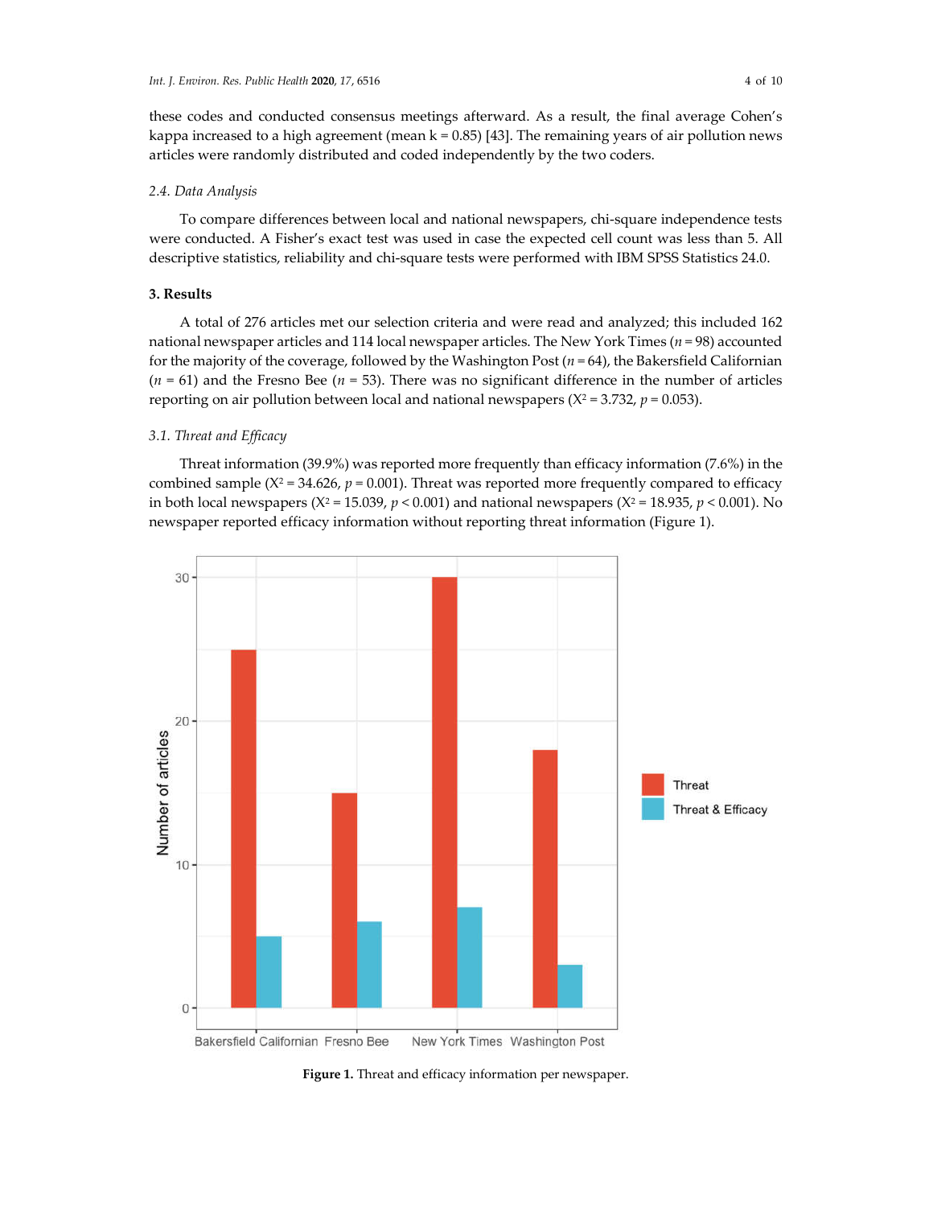these codes and conducted consensus meetings afterward. As a result, the final average Cohen's kappa increased to a high agreement (mean k = 0.85) [43]. The remaining years of air pollution news articles were randomly distributed and coded independently by the two coders.

### 2.4. Data Analysis

To compare differences between local and national newspapers, chi-square independence tests were conducted. A Fisher's exact test was used in case the expected cell count was less than 5. All descriptive statistics, reliability and chi-square tests were performed with IBM SPSS Statistics 24.0.

## 3. Results

A total of 276 articles met our selection criteria and were read and analyzed; this included 162 national newspaper articles and 114 local newspaper articles. The New York Times ($n = 98$) accounted for the majority of the coverage, followed by the Washington Post ($n = 64$), the Bakersfield Californian ($n = 61$) and the Fresno Bee ($n = 53$). There was no significant difference in the number of articles reporting on air pollution between local and national newspapers ($X^2 = 3.732$, $p = 0.053$).

### 3.1. Threat and Efficacy

Threat information (39.9%) was reported more frequently than efficacy information (7.6%) in the combined sample ($X^2 = 34.626$, $p = 0.001$). Threat was reported more frequently compared to efficacy in both local newspapers ($X^2 = 15.039$, $p < 0.001$) and national newspapers ($X^2 = 18.935$, $p < 0.001$). No newspaper reported efficacy information without reporting threat information (Figure 1).

**Figure 1.** Threat and efficacy information per newspaper.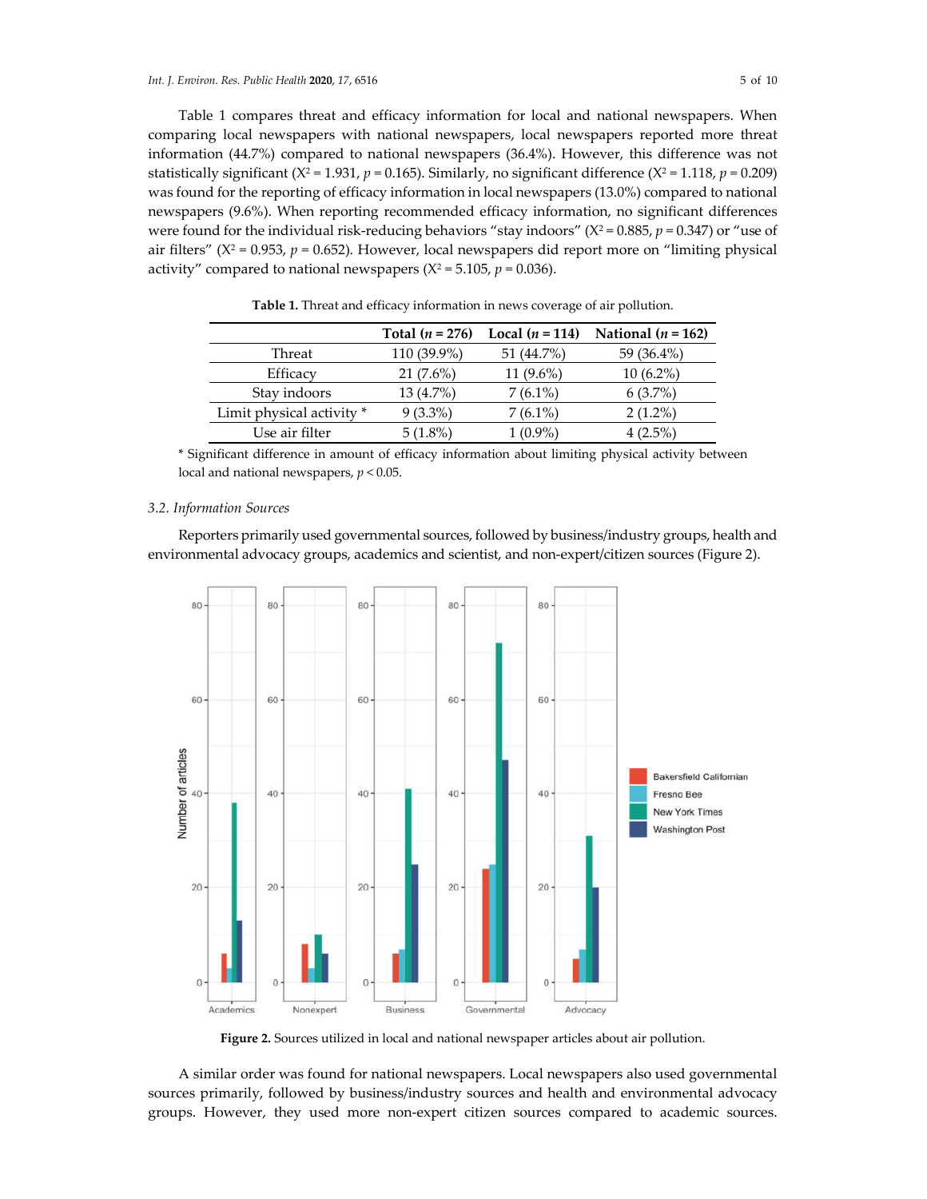Table 1 compares threat and efficacy information for local and national newspapers. When comparing local newspapers with national newspapers, local newspapers reported more threat information (44.7%) compared to national newspapers (36.4%). However, this difference was not statistically significant ($X^2 = 1.931$, $p = 0.165$). Similarly, no significant difference ($X^2 = 1.118$, $p = 0.209$) was found for the reporting of efficacy information in local newspapers (13.0%) compared to national newspapers (9.6%). When reporting recommended efficacy information, no significant differences were found for the individual risk-reducing behaviors "stay indoors" ($X^2 = 0.885$, $p = 0.347$) or "use of air filters" ($X^2 = 0.953$, $p = 0.652$). However, local newspapers did report more on "limiting physical activity" compared to national newspapers ($X^2 = 5.105$, $p = 0.036$).

**Table 1.** Threat and efficacy information in news coverage of air pollution.

| | Total ($n = 276$) | Local ($n = 114$) | National ($n = 162$) |
|---|---|---|---|
| Threat | 110 (39.9%) | 51 (44.7%) | 59 (36.4%) |
| Efficacy | 21 (7.6%) | 11 (9.6%) | 10 (6.2%) |
| Stay indoors | 13 (4.7%) | 7 (6.1%) | 6 (3.7%) |
| Limit physical activity * | 9 (3.3%) | 7 (6.1%) | 2 (1.2%) |
| Use air filter | 5 (1.8%) | 1 (0.9%) | 4 (2.5%) |

* Significant difference in amount of efficacy information about limiting physical activity between local and national newspapers, $p < 0.05$.

### 3.2. Information Sources

Reporters primarily used governmental sources, followed by business/industry groups, health and environmental advocacy groups, academics and scientist, and non-expert/citizen sources (Figure 2).

**Figure 2.** Sources utilized in local and national newspaper articles about air pollution.

A similar order was found for national newspapers. Local newspapers also used governmental sources primarily, followed by business/industry sources and health and environmental advocacy groups. However, they used more non-expert citizen sources compared to academic sources.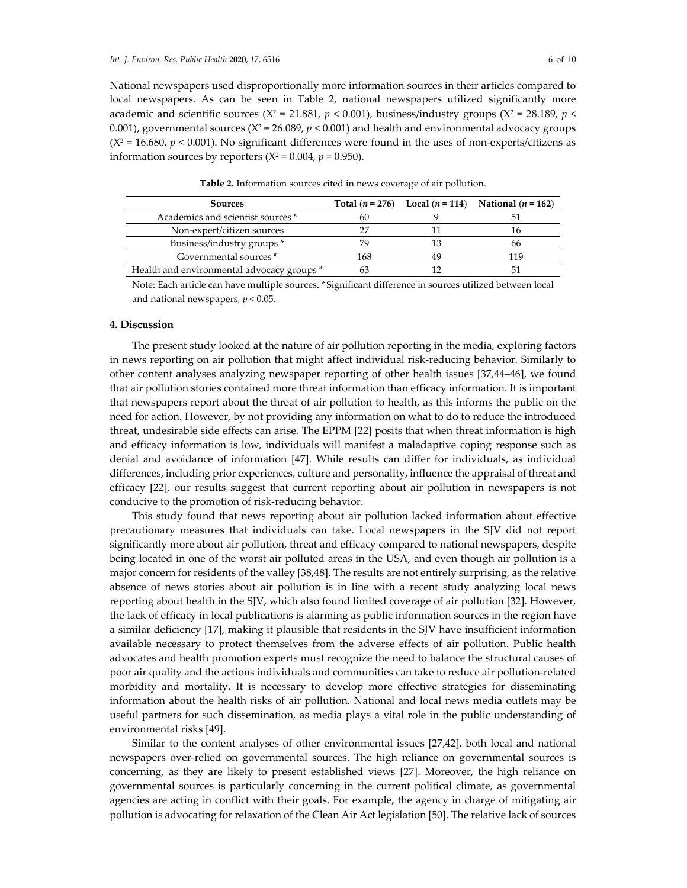National newspapers used disproportionally more information sources in their articles compared to local newspapers. As can be seen in Table 2, national newspapers utilized significantly more academic and scientific sources ($X^2 = 21.881$, $p < 0.001$), business/industry groups ($X^2 = 28.189$, $p < 0.001$), governmental sources ($X^2 = 26.089$, $p < 0.001$) and health and environmental advocacy groups ($X^2 = 16.680$, $p < 0.001$). No significant differences were found in the uses of non-experts/citizens as information sources by reporters ($X^2 = 0.004$, $p = 0.950$).

**Table 2.** Information sources cited in news coverage of air pollution.

| Sources | Total ($n = 276$) | Local ($n = 114$) | National ($n = 162$) |
|---|---|---|---|
| Academics and scientist sources * | 60 | 9 | 51 |
| Non-expert/citizen sources | 27 | 11 | 16 |
| Business/industry groups * | 79 | 13 | 66 |
| Governmental sources * | 168 | 49 | 119 |
| Health and environmental advocacy groups * | 63 | 12 | 51 |

Note: Each article can have multiple sources. * Significant difference in sources utilized between local and national newspapers, $p < 0.05$.

## 4. Discussion

The present study looked at the nature of air pollution reporting in the media, exploring factors in news reporting on air pollution that might affect individual risk-reducing behavior. Similarly to other content analyses analyzing newspaper reporting of other health issues [37,44–46], we found that air pollution stories contained more threat information than efficacy information. It is important that newspapers report about the threat of air pollution to health, as this informs the public on the need for action. However, by not providing any information on what to do to reduce the introduced threat, undesirable side effects can arise. The EPPM [22] posits that when threat information is high and efficacy information is low, individuals will manifest a maladaptive coping response such as denial and avoidance of information [47]. While results can differ for individuals, as individual differences, including prior experiences, culture and personality, influence the appraisal of threat and efficacy [22], our results suggest that current reporting about air pollution in newspapers is not conducive to the promotion of risk-reducing behavior.

This study found that news reporting about air pollution lacked information about effective precautionary measures that individuals can take. Local newspapers in the SJV did not report significantly more about air pollution, threat and efficacy compared to national newspapers, despite being located in one of the worst air polluted areas in the USA, and even though air pollution is a major concern for residents of the valley [38,48]. The results are not entirely surprising, as the relative absence of news stories about air pollution is in line with a recent study analyzing local news reporting about health in the SJV, which also found limited coverage of air pollution [32]. However, the lack of efficacy in local publications is alarming as public information sources in the region have a similar deficiency [17], making it plausible that residents in the SJV have insufficient information available necessary to protect themselves from the adverse effects of air pollution. Public health advocates and health promotion experts must recognize the need to balance the structural causes of poor air quality and the actions individuals and communities can take to reduce air pollution-related morbidity and mortality. It is necessary to develop more effective strategies for disseminating information about the health risks of air pollution. National and local news media outlets may be useful partners for such dissemination, as media plays a vital role in the public understanding of environmental risks [49].

Similar to the content analyses of other environmental issues [27,42], both local and national newspapers over-relied on governmental sources. The high reliance on governmental sources is concerning, as they are likely to present established views [27]. Moreover, the high reliance on governmental sources is particularly concerning in the current political climate, as governmental agencies are acting in conflict with their goals. For example, the agency in charge of mitigating air pollution is advocating for relaxation of the Clean Air Act legislation [50]. The relative lack of sources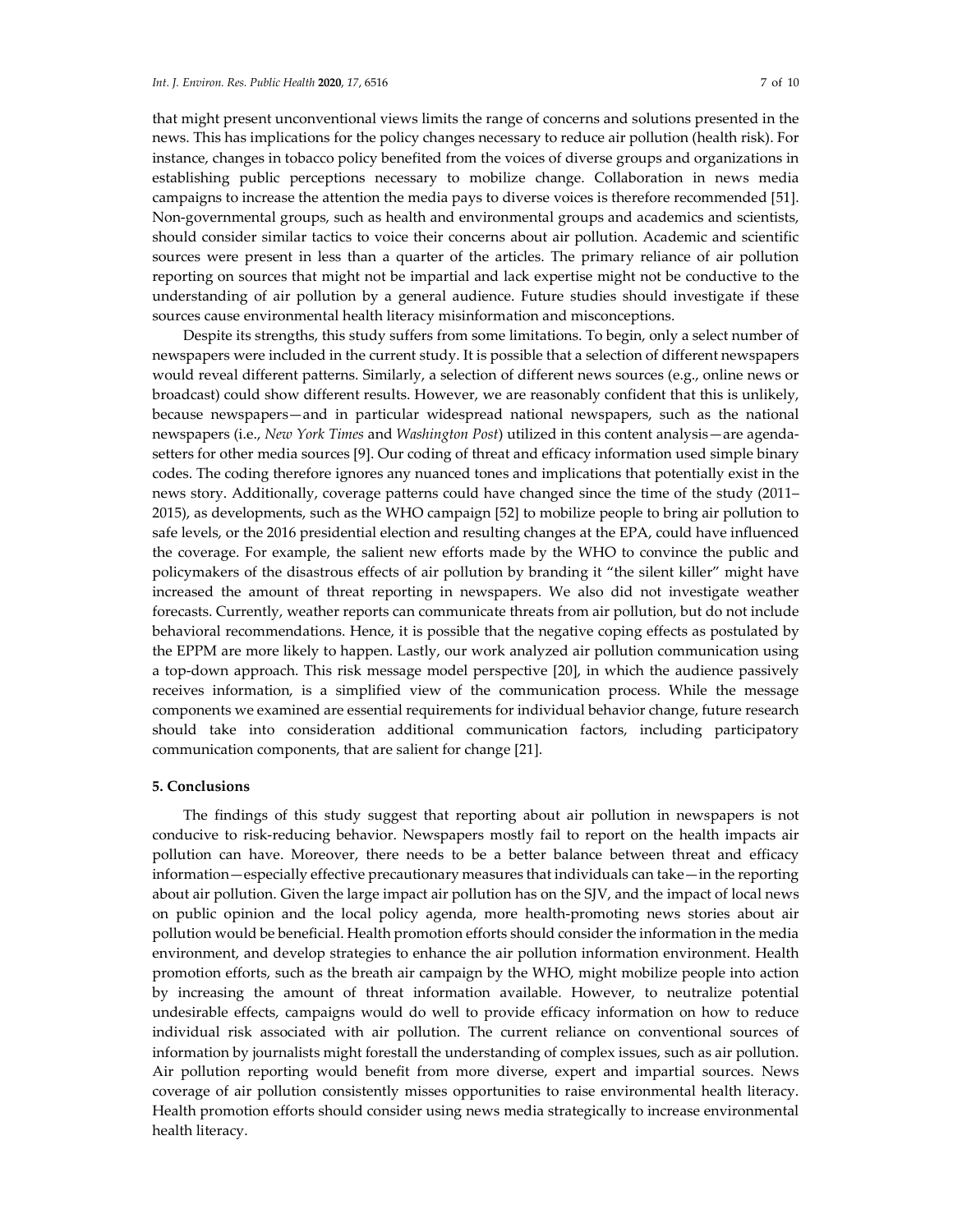that might present unconventional views limits the range of concerns and solutions presented in the news. This has implications for the policy changes necessary to reduce air pollution (health risk). For instance, changes in tobacco policy benefited from the voices of diverse groups and organizations in establishing public perceptions necessary to mobilize change. Collaboration in news media campaigns to increase the attention the media pays to diverse voices is therefore recommended [51]. Non-governmental groups, such as health and environmental groups and academics and scientists, should consider similar tactics to voice their concerns about air pollution. Academic and scientific sources were present in less than a quarter of the articles. The primary reliance of air pollution reporting on sources that might not be impartial and lack expertise might not be conductive to the understanding of air pollution by a general audience. Future studies should investigate if these sources cause environmental health literacy misinformation and misconceptions.

Despite its strengths, this study suffers from some limitations. To begin, only a select number of newspapers were included in the current study. It is possible that a selection of different newspapers would reveal different patterns. Similarly, a selection of different news sources (e.g., online news or broadcast) could show different results. However, we are reasonably confident that this is unlikely, because newspapers—and in particular widespread national newspapers, such as the national newspapers (i.e., *New York Times* and *Washington Post*) utilized in this content analysis—are agenda-setters for other media sources [9]. Our coding of threat and efficacy information used simple binary codes. The coding therefore ignores any nuanced tones and implications that potentially exist in the news story. Additionally, coverage patterns could have changed since the time of the study (2011–2015), as developments, such as the WHO campaign [52] to mobilize people to bring air pollution to safe levels, or the 2016 presidential election and resulting changes at the EPA, could have influenced the coverage. For example, the salient new efforts made by the WHO to convince the public and policymakers of the disastrous effects of air pollution by branding it "the silent killer" might have increased the amount of threat reporting in newspapers. We also did not investigate weather forecasts. Currently, weather reports can communicate threats from air pollution, but do not include behavioral recommendations. Hence, it is possible that the negative coping effects as postulated by the EPPM are more likely to happen. Lastly, our work analyzed air pollution communication using a top-down approach. This risk message model perspective [20], in which the audience passively receives information, is a simplified view of the communication process. While the message components we examined are essential requirements for individual behavior change, future research should take into consideration additional communication factors, including participatory communication components, that are salient for change [21].

## 5. Conclusions

The findings of this study suggest that reporting about air pollution in newspapers is not conducive to risk-reducing behavior. Newspapers mostly fail to report on the health impacts air pollution can have. Moreover, there needs to be a better balance between threat and efficacy information—especially effective precautionary measures that individuals can take—in the reporting about air pollution. Given the large impact air pollution has on the SJV, and the impact of local news on public opinion and the local policy agenda, more health-promoting news stories about air pollution would be beneficial. Health promotion efforts should consider the information in the media environment, and develop strategies to enhance the air pollution information environment. Health promotion efforts, such as the breath air campaign by the WHO, might mobilize people into action by increasing the amount of threat information available. However, to neutralize potential undesirable effects, campaigns would do well to provide efficacy information on how to reduce individual risk associated with air pollution. The current reliance on conventional sources of information by journalists might forestall the understanding of complex issues, such as air pollution. Air pollution reporting would benefit from more diverse, expert and impartial sources. News coverage of air pollution consistently misses opportunities to raise environmental health literacy. Health promotion efforts should consider using news media strategically to increase environmental health literacy.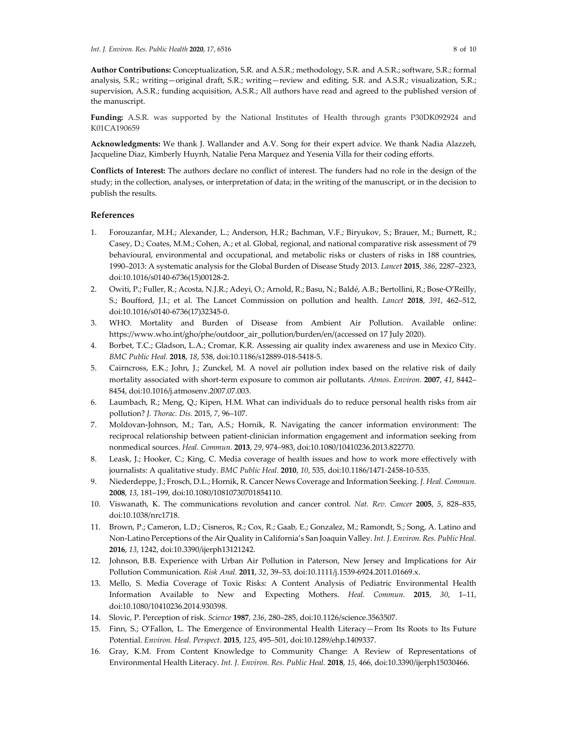**Author Contributions:** Conceptualization, S.R. and A.S.R.; methodology, S.R. and A.S.R.; software, S.R.; formal analysis, S.R.; writing—original draft, S.R.; writing—review and editing, S.R. and A.S.R.; visualization, S.R.; supervision, A.S.R.; funding acquisition, A.S.R.; All authors have read and agreed to the published version of the manuscript.

**Funding:** A.S.R. was supported by the National Institutes of Health through grants P30DK092924 and K01CA190659

**Acknowledgments:** We thank J. Wallander and A.V. Song for their expert advice. We thank Nadia Alazzeh, Jacqueline Diaz, Kimberly Huynh, Natalie Pena Marquez and Yesenia Villa for their coding efforts.

**Conflicts of Interest:** The authors declare no conflict of interest. The funders had no role in the design of the study; in the collection, analyses, or interpretation of data; in the writing of the manuscript, or in the decision to publish the results.

## References

1. Forouzanfar, M.H.; Alexander, L.; Anderson, H.R.; Bachman, V.F.; Biryukov, S.; Brauer, M.; Burnett, R.; Casey, D.; Coates, M.M.; Cohen, A.; et al. Global, regional, and national comparative risk assessment of 79 behavioural, environmental and occupational, and metabolic risks or clusters of risks in 188 countries, 1990–2013: A systematic analysis for the Global Burden of Disease Study 2013. *Lancet* **2015**, *386*, 2287–2323, doi:10.1016/s0140-6736(15)00128-2.
2. Owiti, P.; Fuller, R.; Acosta, N.J.R.; Adeyi, O.; Arnold, R.; Basu, N.; Baldé, A.B.; Bertollini, R.; Bose-O'Reilly, S.; Boufford, J.I.; et al. The Lancet Commission on pollution and health. *Lancet* **2018**, *391*, 462–512, doi:10.1016/s0140-6736(17)32345-0.
3. WHO. Mortality and Burden of Disease from Ambient Air Pollution. Available online: https://www.who.int/gho/phe/outdoor_air_pollution/burden/en/(accessed on 17 July 2020).
4. Borbet, T.C.; Gladson, L.A.; Cromar, K.R. Assessing air quality index awareness and use in Mexico City. *BMC Public Heal.* **2018**, *18*, 538, doi:10.1186/s12889-018-5418-5.
5. Cairncross, E.K.; John, J.; Zunckel, M. A novel air pollution index based on the relative risk of daily mortality associated with short-term exposure to common air pollutants. *Atmos. Environ.* **2007**, *41*, 8442–8454, doi:10.1016/j.atmosenv.2007.07.003.
6. Laumbach, R.; Meng, Q.; Kipen, H.M. What can individuals do to reduce personal health risks from air pollution? *J. Thorac. Dis.* 2015, *7*, 96–107.
7. Moldovan-Johnson, M.; Tan, A.S.; Hornik, R. Navigating the cancer information environment: The reciprocal relationship between patient-clinician information engagement and information seeking from nonmedical sources. *Heal. Commun.* **2013**, *29*, 974–983, doi:10.1080/10410236.2013.822770.
8. Leask, J.; Hooker, C.; King, C. Media coverage of health issues and how to work more effectively with journalists: A qualitative study. *BMC Public Heal.* **2010**, *10*, 535, doi:10.1186/1471-2458-10-535.
9. Niederdeppe, J.; Frosch, D.L.; Hornik, R. Cancer News Coverage and Information Seeking. *J. Heal. Commun.* **2008**, *13*, 181–199, doi:10.1080/10810730701854110.
10. Viswanath, K. The communications revolution and cancer control. *Nat. Rev. Cancer* **2005**, *5*, 828–835, doi:10.1038/nrc1718.
11. Brown, P.; Cameron, L.D.; Cisneros, R.; Cox, R.; Gaab, E.; Gonzalez, M.; Ramondt, S.; Song, A. Latino and Non-Latino Perceptions of the Air Quality in California's San Joaquin Valley. *Int. J. Environ. Res. Public Heal.* **2016**, *13*, 1242, doi:10.3390/ijerph13121242.
12. Johnson, B.B. Experience with Urban Air Pollution in Paterson, New Jersey and Implications for Air Pollution Communication. *Risk Anal.* **2011**, *32*, 39–53, doi:10.1111/j.1539-6924.2011.01669.x.
13. Mello, S. Media Coverage of Toxic Risks: A Content Analysis of Pediatric Environmental Health Information Available to New and Expecting Mothers. *Heal. Commun.* **2015**, *30*, 1–11, doi:10.1080/10410236.2014.930398.
14. Slovic, P. Perception of risk. *Science* **1987**, *236*, 280–285, doi:10.1126/science.3563507.
15. Finn, S.; O'Fallon, L. The Emergence of Environmental Health Literacy—From Its Roots to Its Future Potential. *Environ. Heal. Perspect.* **2015**, *125*, 495–501, doi:10.1289/ehp.1409337.
16. Gray, K.M. From Content Knowledge to Community Change: A Review of Representations of Environmental Health Literacy. *Int. J. Environ. Res. Public Heal.* **2018**, *15*, 466, doi:10.3390/ijerph15030466.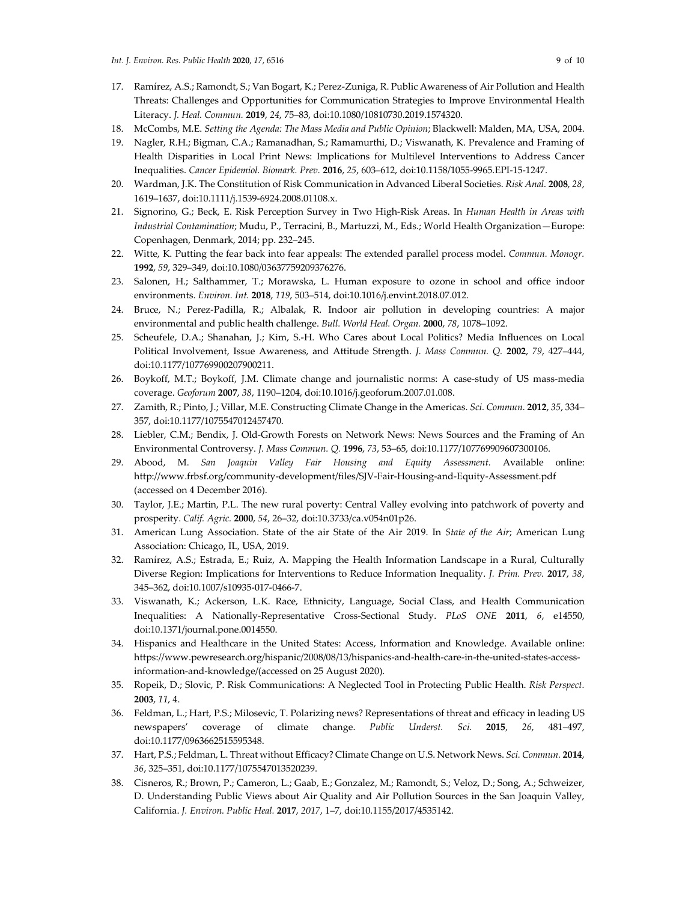17. Ramírez, A.S.; Ramondt, S.; Van Bogart, K.; Perez-Zuniga, R. Public Awareness of Air Pollution and Health Threats: Challenges and Opportunities for Communication Strategies to Improve Environmental Health Literacy. *J. Heal. Commun.* **2019**, *24*, 75–83, doi:10.1080/10810730.2019.1574320.
18. McCombs, M.E. *Setting the Agenda: The Mass Media and Public Opinion*; Blackwell: Malden, MA, USA, 2004.
19. Nagler, R.H.; Bigman, C.A.; Ramanadhan, S.; Ramamurthi, D.; Viswanath, K. Prevalence and Framing of Health Disparities in Local Print News: Implications for Multilevel Interventions to Address Cancer Inequalities. *Cancer Epidemiol. Biomark. Prev.* **2016**, *25*, 603–612, doi:10.1158/1055-9965.EPI-15-1247.
20. Wardman, J.K. The Constitution of Risk Communication in Advanced Liberal Societies. *Risk Anal.* **2008**, *28*, 1619–1637, doi:10.1111/j.1539-6924.2008.01108.x.
21. Signorino, G.; Beck, E. Risk Perception Survey in Two High-Risk Areas. In *Human Health in Areas with Industrial Contamination*; Mudu, P., Terracini, B., Martuzzi, M., Eds.; World Health Organization—Europe: Copenhagen, Denmark, 2014; pp. 232–245.
22. Witte, K. Putting the fear back into fear appeals: The extended parallel process model. *Commun. Monogr.* **1992**, *59*, 329–349, doi:10.1080/03637759209376276.
23. Salonen, H.; Salthammer, T.; Morawska, L. Human exposure to ozone in school and office indoor environments. *Environ. Int.* **2018**, *119*, 503–514, doi:10.1016/j.envint.2018.07.012.
24. Bruce, N.; Perez-Padilla, R.; Albalak, R. Indoor air pollution in developing countries: A major environmental and public health challenge. *Bull. World Heal. Organ.* **2000**, *78*, 1078–1092.
25. Scheufele, D.A.; Shanahan, J.; Kim, S.-H. Who Cares about Local Politics? Media Influences on Local Political Involvement, Issue Awareness, and Attitude Strength. *J. Mass Commun. Q.* **2002**, *79*, 427–444, doi:10.1177/107769900207900211.
26. Boykoff, M.T.; Boykoff, J.M. Climate change and journalistic norms: A case-study of US mass-media coverage. *Geoforum* **2007**, *38*, 1190–1204, doi:10.1016/j.geoforum.2007.01.008.
27. Zamith, R.; Pinto, J.; Villar, M.E. Constructing Climate Change in the Americas. *Sci. Commun.* **2012**, *35*, 334–357, doi:10.1177/1075547012457470.
28. Liebler, C.M.; Bendix, J. Old-Growth Forests on Network News: News Sources and the Framing of An Environmental Controversy. *J. Mass Commun. Q.* **1996**, *73*, 53–65, doi:10.1177/107769909607300106.
29. Abood, M. *San Joaquin Valley Fair Housing and Equity Assessment*. Available online: http://www.frbsf.org/community-development/files/SJV-Fair-Housing-and-Equity-Assessment.pdf (accessed on 4 December 2016).
30. Taylor, J.E.; Martin, P.L. The new rural poverty: Central Valley evolving into patchwork of poverty and prosperity. *Calif. Agric.* **2000**, *54*, 26–32, doi:10.3733/ca.v054n01p26.
31. American Lung Association. State of the air State of the Air 2019. In *State of the Air*; American Lung Association: Chicago, IL, USA, 2019.
32. Ramírez, A.S.; Estrada, E.; Ruiz, A. Mapping the Health Information Landscape in a Rural, Culturally Diverse Region: Implications for Interventions to Reduce Information Inequality. *J. Prim. Prev.* **2017**, *38*, 345–362, doi:10.1007/s10935-017-0466-7.
33. Viswanath, K.; Ackerson, L.K. Race, Ethnicity, Language, Social Class, and Health Communication Inequalities: A Nationally-Representative Cross-Sectional Study. *PLoS ONE* **2011**, *6*, e14550, doi:10.1371/journal.pone.0014550.
34. Hispanics and Healthcare in the United States: Access, Information and Knowledge. Available online: https://www.pewresearch.org/hispanic/2008/08/13/hispanics-and-health-care-in-the-united-states-access-information-and-knowledge/(accessed on 25 August 2020).
35. Ropeik, D.; Slovic, P. Risk Communications: A Neglected Tool in Protecting Public Health. *Risk Perspect.* **2003**, *11*, 4.
36. Feldman, L.; Hart, P.S.; Milosevic, T. Polarizing news? Representations of threat and efficacy in leading US newspapers' coverage of climate change. *Public Underst. Sci.* **2015**, *26*, 481–497, doi:10.1177/0963662515595348.
37. Hart, P.S.; Feldman, L. Threat without Efficacy? Climate Change on U.S. Network News. *Sci. Commun.* **2014**, *36*, 325–351, doi:10.1177/1075547013520239.
38. Cisneros, R.; Brown, P.; Cameron, L.; Gaab, E.; Gonzalez, M.; Ramondt, S.; Veloz, D.; Song, A.; Schweizer, D. Understanding Public Views about Air Quality and Air Pollution Sources in the San Joaquin Valley, California. *J. Environ. Public Heal.* **2017**, *2017*, 1–7, doi:10.1155/2017/4535142.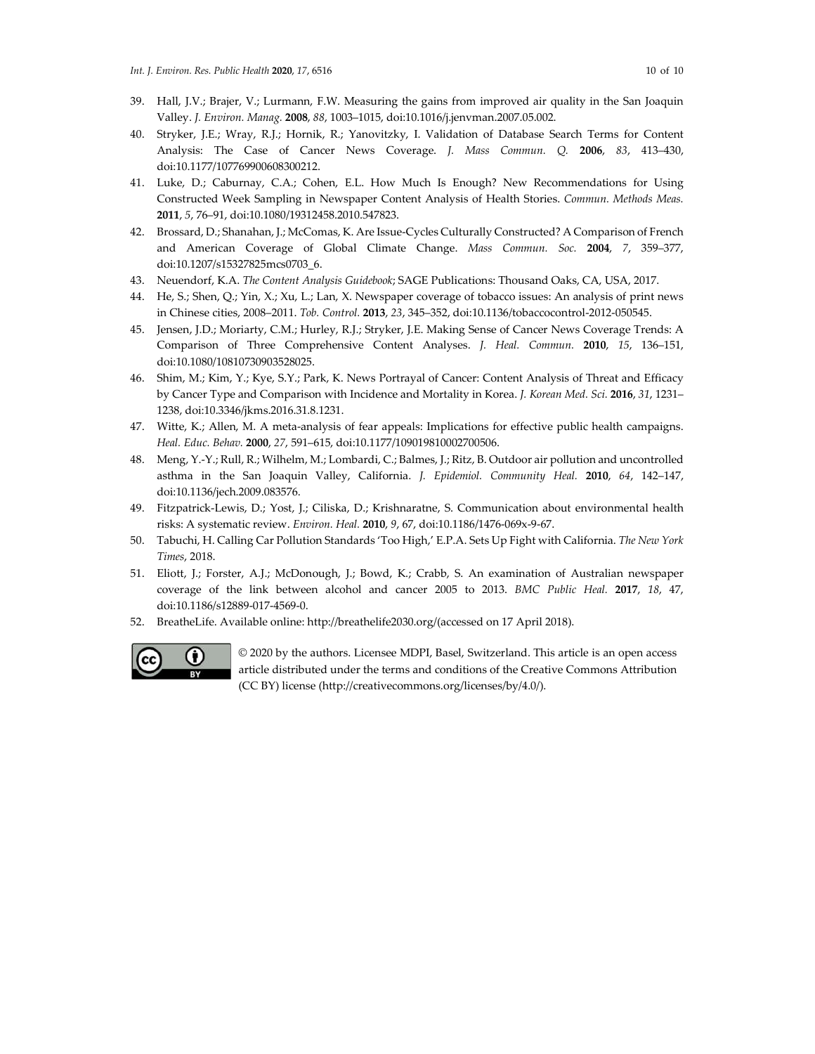39. Hall, J.V.; Brajer, V.; Lurmann, F.W. Measuring the gains from improved air quality in the San Joaquin Valley. *J. Environ. Manag.* **2008**, *88*, 1003–1015, doi:10.1016/j.jenvman.2007.05.002.
40. Stryker, J.E.; Wray, R.J.; Hornik, R.; Yanovitzky, I. Validation of Database Search Terms for Content Analysis: The Case of Cancer News Coverage. *J. Mass Commun. Q.* **2006**, *83*, 413–430, doi:10.1177/107769900608300212.
41. Luke, D.; Caburnay, C.A.; Cohen, E.L. How Much Is Enough? New Recommendations for Using Constructed Week Sampling in Newspaper Content Analysis of Health Stories. *Commun. Methods Meas.* **2011**, *5*, 76–91, doi:10.1080/19312458.2010.547823.
42. Brossard, D.; Shanahan, J.; McComas, K. Are Issue-Cycles Culturally Constructed? A Comparison of French and American Coverage of Global Climate Change. *Mass Commun. Soc.* **2004**, *7*, 359–377, doi:10.1207/s15327825mcs0703_6.
43. Neuendorf, K.A. *The Content Analysis Guidebook*; SAGE Publications: Thousand Oaks, CA, USA, 2017.
44. He, S.; Shen, Q.; Yin, X.; Xu, L.; Lan, X. Newspaper coverage of tobacco issues: An analysis of print news in Chinese cities, 2008–2011. *Tob. Control.* **2013**, *23*, 345–352, doi:10.1136/tobaccocontrol-2012-050545.
45. Jensen, J.D.; Moriarty, C.M.; Hurley, R.J.; Stryker, J.E. Making Sense of Cancer News Coverage Trends: A Comparison of Three Comprehensive Content Analyses. *J. Heal. Commun.* **2010**, *15*, 136–151, doi:10.1080/10810730903528025.
46. Shim, M.; Kim, Y.; Kye, S.Y.; Park, K. News Portrayal of Cancer: Content Analysis of Threat and Efficacy by Cancer Type and Comparison with Incidence and Mortality in Korea. *J. Korean Med. Sci.* **2016**, *31*, 1231–1238, doi:10.3346/jkms.2016.31.8.1231.
47. Witte, K.; Allen, M. A meta-analysis of fear appeals: Implications for effective public health campaigns. *Heal. Educ. Behav.* **2000**, *27*, 591–615, doi:10.1177/109019810002700506.
48. Meng, Y.-Y.; Rull, R.; Wilhelm, M.; Lombardi, C.; Balmes, J.; Ritz, B. Outdoor air pollution and uncontrolled asthma in the San Joaquin Valley, California. *J. Epidemiol. Community Heal.* **2010**, *64*, 142–147, doi:10.1136/jech.2009.083576.
49. Fitzpatrick-Lewis, D.; Yost, J.; Ciliska, D.; Krishnaratne, S. Communication about environmental health risks: A systematic review. *Environ. Heal.* **2010**, *9*, 67, doi:10.1186/1476-069x-9-67.
50. Tabuchi, H. Calling Car Pollution Standards 'Too High,' E.P.A. Sets Up Fight with California. *The New York Times*, 2018.
51. Eliott, J.; Forster, A.J.; McDonough, J.; Bowd, K.; Crabb, S. An examination of Australian newspaper coverage of the link between alcohol and cancer 2005 to 2013. *BMC Public Heal.* **2017**, *18*, 47, doi:10.1186/s12889-017-4569-0.
52. BreatheLife. Available online: http://breathelife2030.org/(accessed on 17 April 2018).

© 2020 by the authors. Licensee MDPI, Basel, Switzerland. This article is an open access article distributed under the terms and conditions of the Creative Commons Attribution (CC BY) license (http://creativecommons.org/licenses/by/4.0/).